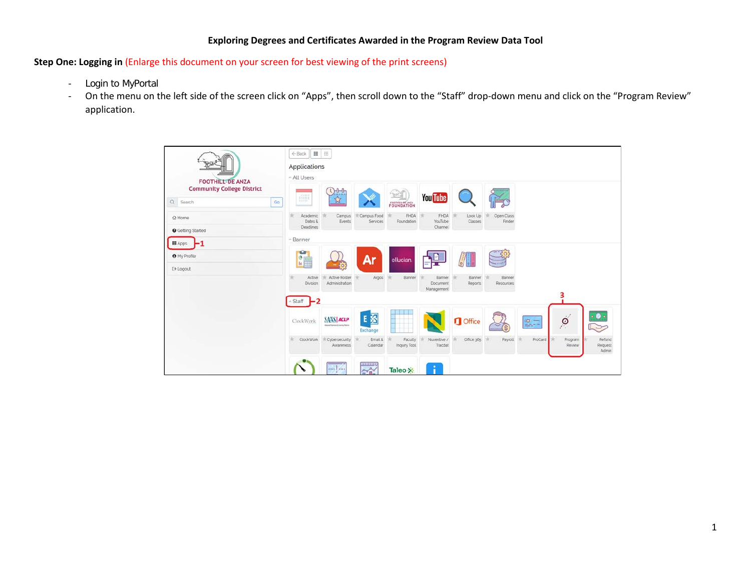# Exploring Degrees and Certificates Awarded in the Program Review Data Tool

**Step One: Logging in** (Enlarge this document on your screen for best viewing of the print screens)

- Login to MyPortal
- On the menu on the left side of the screen click on "Apps", then scroll down to the "Staff" drop-down menu and click on the "Program Review" application.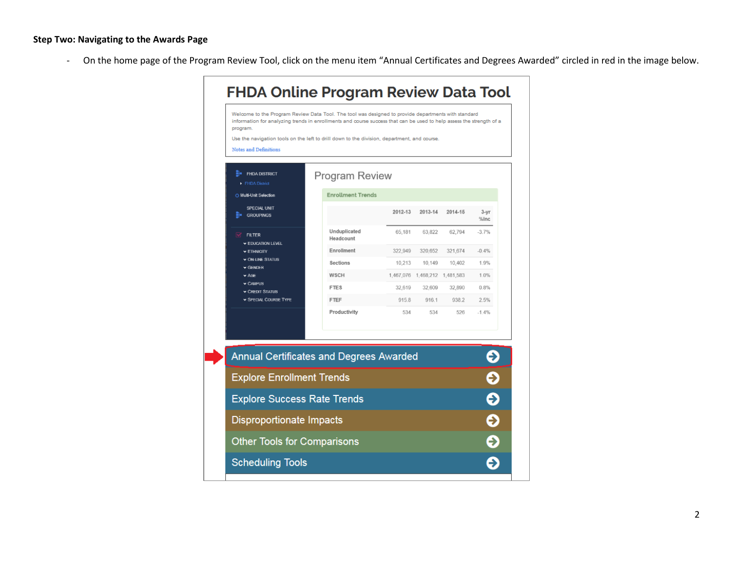**Step Two: Navigating to the Awards Page**

- On the home page of the Program Review Tool, click on the menu item "Annual Certificates and Degrees Awarded" circled in red in the image below.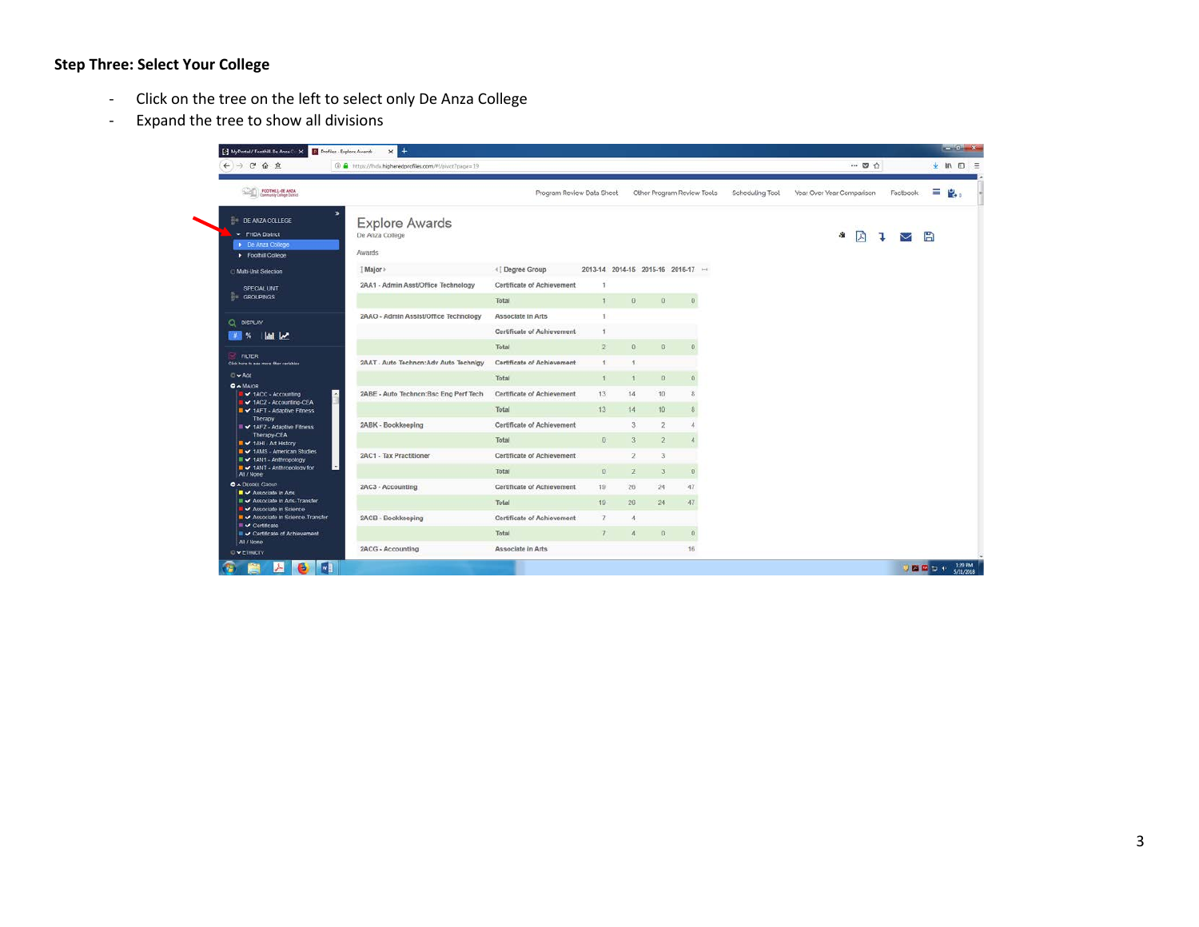**Step Three: Select Your College**

- Click on the tree on the left to select only De Anza College
- Expand the tree to show all divisions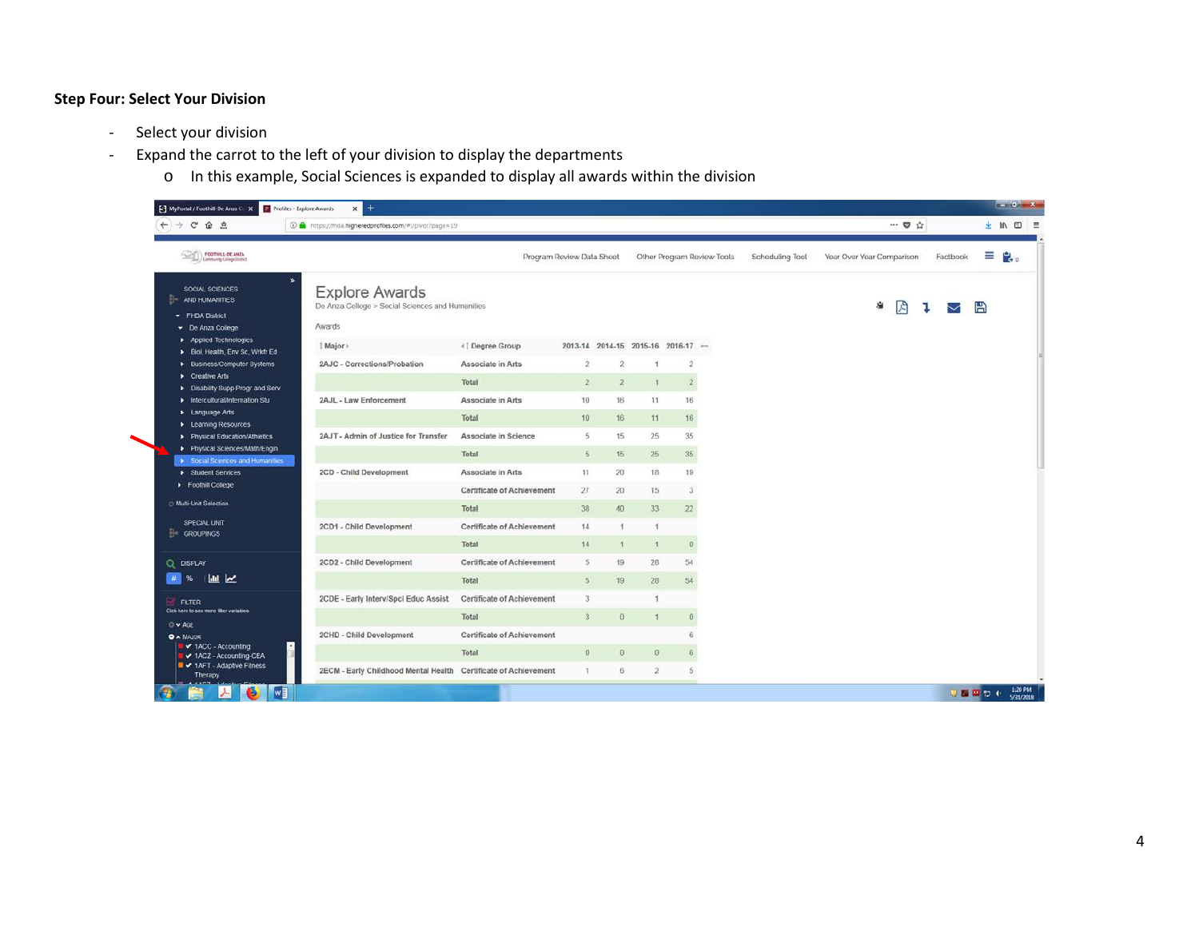**Step Four: Select Your Division**

- Select your division
- Expand the carrot to the left of your division to display the departments
  - In this example, Social Sciences is expanded to display all awards within the division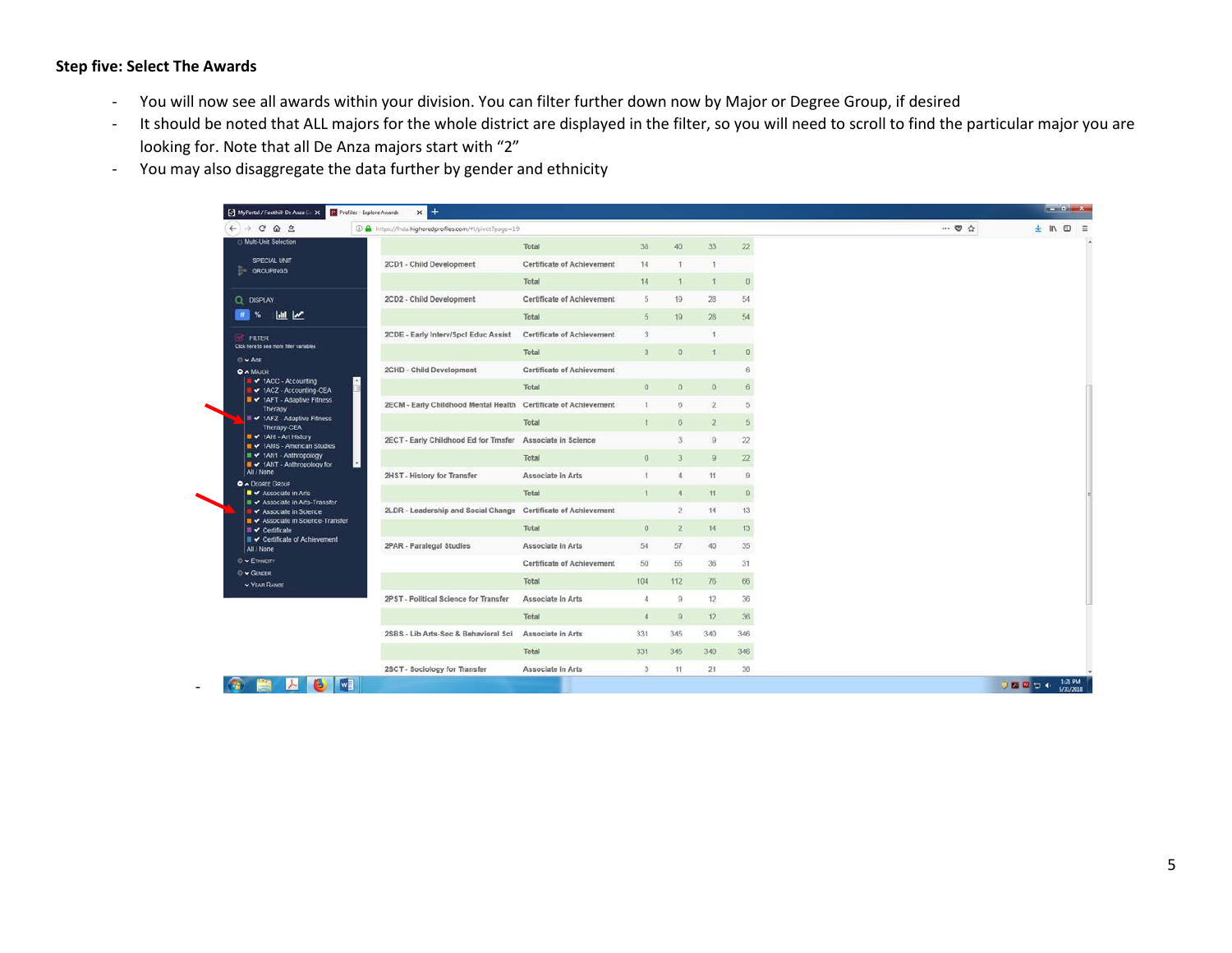**Step five: Select The Awards**

- You will now see all awards within your division. You can filter further down now by Major or Degree Group, if desired
- It should be noted that ALL majors for the whole district are displayed in the filter, so you will need to scroll to find the particular major you are looking for. Note that all De Anza majors start with "2"
- You may also disaggregate the data further by gender and ethnicity

| | | | | | |
|---|---|---|---|---|---|
| | Total | 38 | 40 | 33 | 22 |
| 2CD1 - Child Development | Certificate of Achievement | 14 | 1 | 1 | |
| | Total | 14 | 1 | 1 | 0 |
| 2CD2 - Child Development | Certificate of Achievement | 5 | 19 | 28 | 54 |
| | Total | 5 | 19 | 28 | 54 |
| 2CDE - Early Interv/Spcl Educ Assist | Certificate of Achievement | 3 | | 1 | |
| | Total | 3 | 0 | 1 | 0 |
| 2CHD - Child Development | Certificate of Achievement | | | | 6 |
| | Total | 0 | 0 | 0 | 6 |
| 2ECM - Early Childhood Mental Health | Certificate of Achievement | 1 | 6 | 2 | 5 |
| | Total | 1 | 6 | 2 | 5 |
| 2ECT - Early Childhood Ed for Trnsfer | Associate in Science | | 3 | 9 | 22 |
| | Total | 0 | 3 | 9 | 22 |
| 2HST - History for Transfer | Associate in Arts | 1 | 4 | 11 | 9 |
| | Total | 1 | 4 | 11 | 9 |
| 2LDR - Leadership and Social Change | Certificate of Achievement | | 2 | 14 | 13 |
| | Total | 0 | 2 | 14 | 13 |
| 2PAR - Paralegal Studies | Associate in Arts | 54 | 57 | 40 | 35 |
| | Certificate of Achievement | 50 | 55 | 36 | 31 |
| | Total | 104 | 112 | 76 | 66 |
| 2PST - Political Science for Transfer | Associate in Arts | 4 | 9 | 12 | 36 |
| | Total | 4 | 9 | 12 | 36 |
| 2SBS - Lib Arts-Soc & Behavioral Sci | Associate in Arts | 331 | 345 | 340 | 346 |
| | Total | 331 | 345 | 340 | 346 |
| 2SCT - Sociology for Transfer | Associate in Arts | 3 | 11 | 21 | 30 |